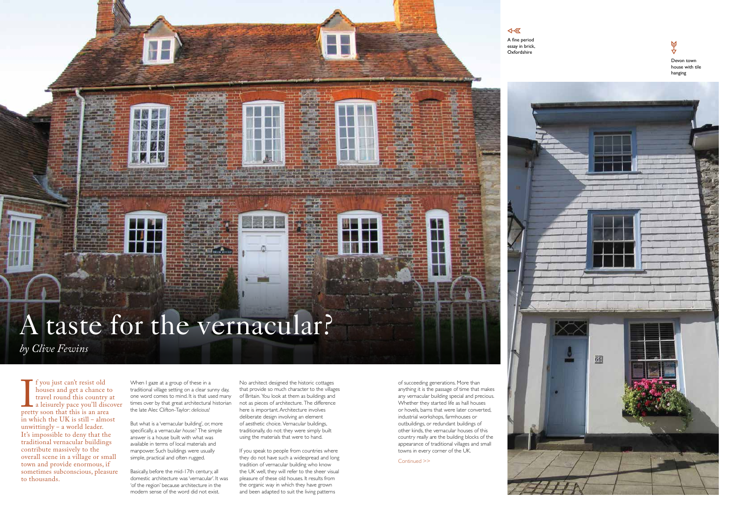# A taste for the vernacular?

*by Clive Fewins*

A fine period essay in brick, Oxfordshire

Devon town house with tile hanging

If you just can't resist old houses and get a chance to travel round this country at a leisurely pace you'll discover pretty soon that this is an area in which the UK is still – almost unwittingly – a world leader. It's impossible to deny that the traditional vernacular buildings contribute massively to the overall scene in a village or small town and provide enormous, if sometimes subconscious, pleasure to thousands.

When I gaze at a group of these in a traditional village setting on a clear sunny day, one word comes to mind. It is that used many times over by that great architectural historian the late Alec Clifton-Taylor: *delicious!*

But what is a 'vernacular building', or, more specifically, a vernacular *house?* The simple answer is a house built with what was available in terms of local materials and manpower. Such buildings were usually simple, practical and often rugged.

Basically, before the mid-17th century, all domestic architecture was 'vernacular'. It was 'of the region' because architecture in the modern sense of the word did not exist.

No architect designed the historic cottages that provide so much character to the villages of Britain. You look at them as buildings and not as pieces of architecture. The difference here is important. Architecture involves deliberate design involving an element of aesthetic choice. Vernacular buildings, traditionally, do not: they were simply built using the materials that were to hand.

If you speak to people from countries where they do not have such a widespread and long tradition of vernacular building who know the UK well, they will refer to the sheer visual pleasure of these old houses. It results from the organic way in which they have grown and been adapted to suit the living patterns of succeeding generations. More than anything it is the passage of time that makes any vernacular building special and precious. Whether they started life as hall houses or hovels, barns that were later converted, industrial workshops, farmhouses or outbuildings, or redundant buildings of other kinds, the vernacular houses of this country really are the building blocks of the appearance of traditional villages and small towns in every corner of the UK.

Continued >>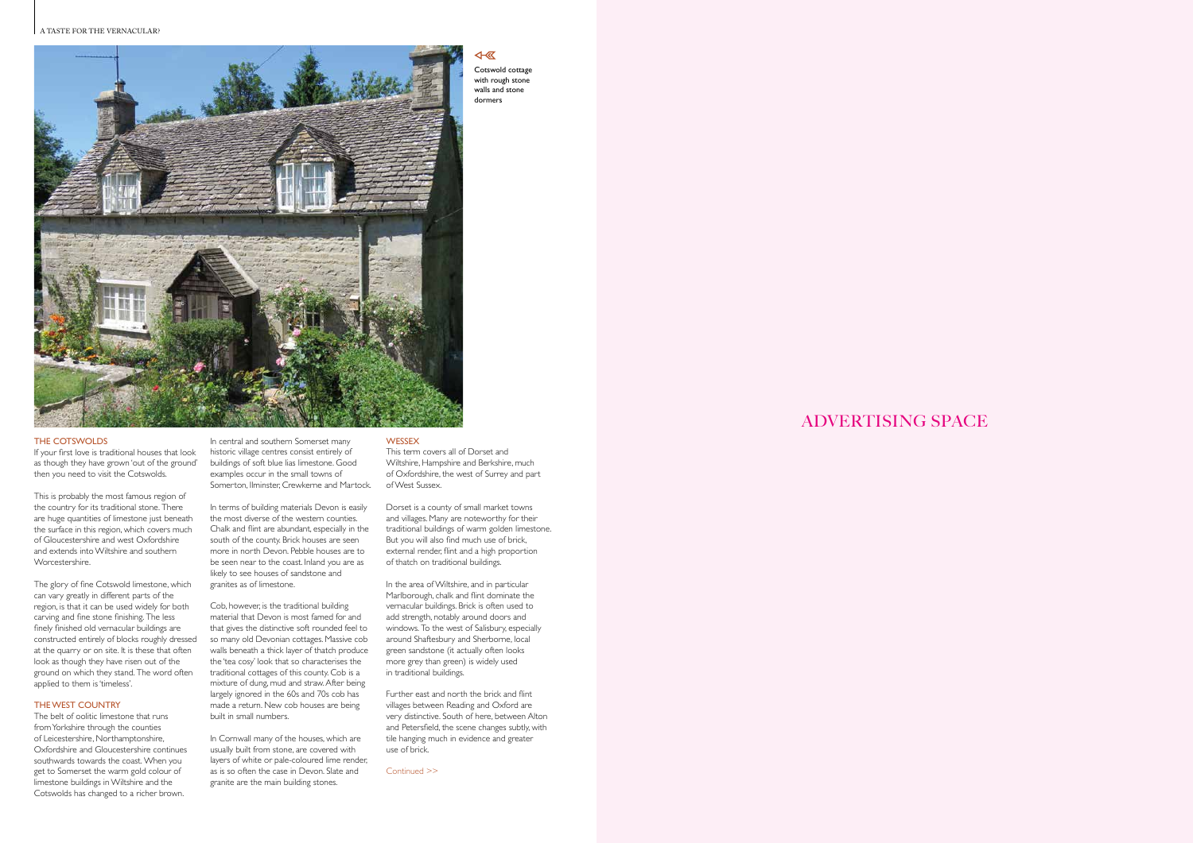Cotswold cottage with rough stone walls and stone dormers

## THE COTSWOLDS

If your first love is traditional houses that look as though they have grown 'out of the ground' then you need to visit the Cotswolds.

This is probably the most famous region of the country for its traditional stone. There are huge quantities of limestone just beneath the surface in this region, which covers much of Gloucestershire and west Oxfordshire and extends into Wiltshire and southern Worcestershire.

The glory of fine Cotswold limestone, which can vary greatly in different parts of the region, is that it can be used widely for both carving and fine stone finishing. The less finely finished old vernacular buildings are constructed entirely of blocks roughly dressed at the quarry or on site. It is these that often look as though they have risen out of the ground on which they stand. The word often applied to them is 'timeless'.

## THE WEST COUNTRY

The belt of oolitic limestone that runs from Yorkshire through the counties of Leicestershire, Northamptonshire, Oxfordshire and Gloucestershire continues southwards towards the coast. When you get to Somerset the warm gold colour of limestone buildings in Wiltshire and the Cotswolds has changed to a richer brown.

In central and southern Somerset many historic village centres consist entirely of buildings of soft blue lias limestone. Good examples occur in the small towns of Somerton, Ilminster, Crewkerne and Martock.

In terms of building materials Devon is easily the most diverse of the western counties. Chalk and flint are abundant, especially in the south of the county. Brick houses are seen more in north Devon. Pebble houses are to be seen near to the coast. Inland you are as likely to see houses of sandstone and granites as of limestone.

Cob, however, is the traditional building material that Devon is most famed for and that gives the distinctive soft rounded feel to so many old Devonian cottages. Massive cob walls beneath a thick layer of thatch produce the 'tea cosy' look that so characterises the traditional cottages of this county. Cob is a mixture of dung, mud and straw. After being largely ignored in the 60s and 70s cob has made a return. New cob houses are being built in small numbers.

In Cornwall many of the houses, which are usually built from stone, are covered with layers of white or pale-coloured lime render, as is so often the case in Devon. Slate and granite are the main building stones.

## WESSEX

This term covers all of Dorset and Wiltshire, Hampshire and Berkshire, much of Oxfordshire, the west of Surrey and part of West Sussex.

Dorset is a county of small market towns and villages. Many are noteworthy for their traditional buildings of warm golden limestone. But you will also find much use of brick, external render, flint and a high proportion of thatch on traditional buildings.

In the area of Wiltshire, and in particular Marlborough, chalk and flint dominate the vernacular buildings. Brick is often used to add strength, notably around doors and windows. To the west of Salisbury, especially around Shaftesbury and Sherborne, local green sandstone (it actually often looks more grey than green) is widely used in traditional buildings.

Further east and north the brick and flint villages between Reading and Oxford are very distinctive. South of here, between Alton and Petersfield, the scene changes subtly, with tile hanging much in evidence and greater use of brick.

Continued >>

ADVERTISING SPACE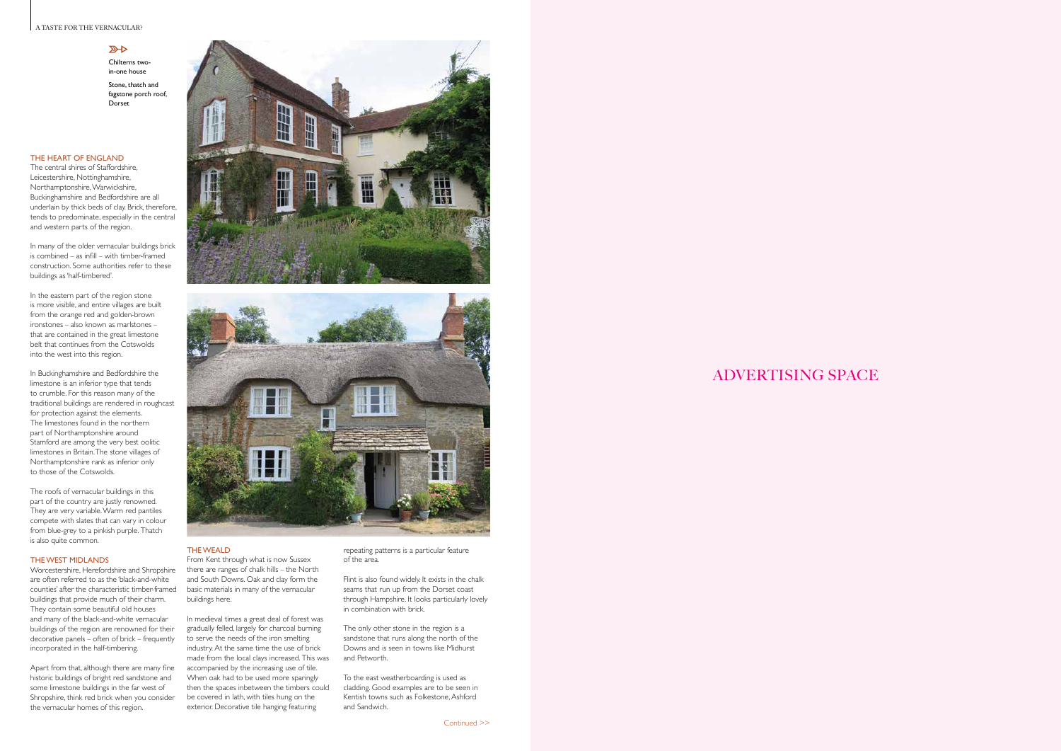Chilterns two-in-one house

Stone, thatch and fagstone porch roof, Dorset

## THE HEART OF ENGLAND

The central shires of Staffordshire, Leicestershire, Nottinghamshire, Northamptonshire, Warwickshire, Buckinghamshire and Bedfordshire are all underlain by thick beds of clay. Brick, therefore, tends to predominate, especially in the central and western parts of the region.

In many of the older vernacular buildings brick is combined – as infill – with timber-framed construction. Some authorities refer to these buildings as 'half-timbered'.

In the eastern part of the region stone is more visible, and entire villages are built from the orange red and golden-brown ironstones – also known as marlstones – that are contained in the great limestone belt that continues from the Cotswolds into the west into this region.

In Buckinghamshire and Bedfordshire the limestone is an inferior type that tends to crumble. For this reason many of the traditional buildings are rendered in roughcast for protection against the elements. The limestones found in the northern part of Northamptonshire around Stamford are among the very best oolitic limestones in Britain. The stone villages of Northamptonshire rank as inferior only to those of the Cotswolds.

The roofs of vernacular buildings in this part of the country are justly renowned. They are very variable. Warm red pantiles compete with slates that can vary in colour from blue-grey to a pinkish purple. Thatch is also quite common.

## THE WEST MIDLANDS

Worcestershire, Herefordshire and Shropshire are often referred to as the 'black-and-white counties' after the characteristic timber-framed buildings that provide much of their charm. They contain some beautiful old houses and many of the black-and-white vernacular buildings of the region are renowned for their decorative panels – often of brick – frequently incorporated in the half-timbering.

Apart from that, although there are many fine historic buildings of bright red sandstone and some limestone buildings in the far west of Shropshire, think red brick when you consider the vernacular homes of this region.

## THE WEALD

From Kent through what is now Sussex there are ranges of chalk hills – the North and South Downs. Oak and clay form the basic materials in many of the vernacular buildings here.

In medieval times a great deal of forest was gradually felled, largely for charcoal burning to serve the needs of the iron smelting industry. At the same time the use of brick made from the local clays increased. This was accompanied by the increasing use of tile. When oak had to be used more sparingly then the spaces inbetween the timbers could be covered in lath, with tiles hung on the exterior. Decorative tile hanging featuring repeating patterns is a particular feature of the area.

Flint is also found widely. It exists in the chalk seams that run up from the Dorset coast through Hampshire. It looks particularly lovely in combination with brick.

The only other stone in the region is a sandstone that runs along the north of the Downs and is seen in towns like Midhurst and Petworth.

To the east weatherboarding is used as cladding. Good examples are to be seen in Kentish towns such as Folkestone, Ashford and Sandwich.

Continued >>

ADVERTISING SPACE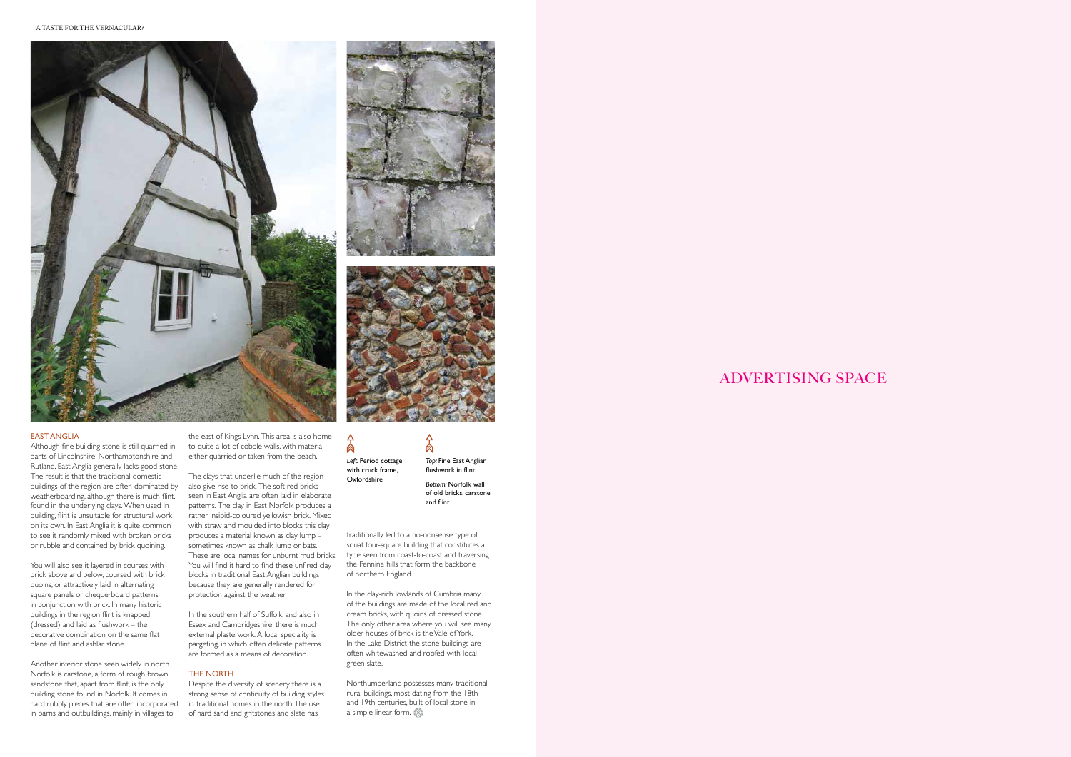## EAST ANGLIA

Although fine building stone is still quarried in parts of Lincolnshire, Northamptonshire and Rutland, East Anglia generally lacks good stone. The result is that the traditional domestic buildings of the region are often dominated by weatherboarding, although there is much flint, found in the underlying clays. When used in building, flint is unsuitable for structural work on its own. In East Anglia it is quite common to see it randomly mixed with broken bricks or rubble and contained by brick quoining.

You will also see it layered in courses with brick above and below, coursed with brick quoins, or attractively laid in alternating square panels or chequerboard patterns in conjunction with brick. In many historic buildings in the region flint is knapped (dressed) and laid as flushwork – the decorative combination on the same flat plane of flint and ashlar stone.

Another inferior stone seen widely in north Norfolk is carstone, a form of rough brown sandstone that, apart from flint, is the only building stone found in Norfolk. It comes in hard rubbly pieces that are often incorporated in barns and outbuildings, mainly in villages to the east of Kings Lynn. This area is also home to quite a lot of cobble walls, with material either quarried or taken from the beach.

The clays that underlie much of the region also give rise to brick. The soft red bricks seen in East Anglia are often laid in elaborate patterns. The clay in East Norfolk produces a rather insipid-coloured yellowish brick. Mixed with straw and moulded into blocks this clay produces a material known as clay lump – sometimes known as chalk lump or bats. These are local names for unburnt mud bricks. You will find it hard to find these unfired clay blocks in traditional East Anglian buildings because they are generally rendered for protection against the weather.

In the southern half of Suffolk, and also in Essex and Cambridgeshire, there is much external plasterwork. A local speciality is pargeting, in which often delicate patterns are formed as a means of decoration.

## THE NORTH

Despite the diversity of scenery there is a strong sense of continuity of building styles in traditional homes in the north. The use of hard sand and gritstones and slate has traditionally led to a no-nonsense type of squat four-square building that constitutes a type seen from coast-to-coast and traversing the Pennine hills that form the backbone of northern England.

In the clay-rich lowlands of Cumbria many of the buildings are made of the local red and cream bricks, with quoins of dressed stone. The only other area where you will see many older houses of brick is the Vale of York. In the Lake District the stone buildings are often whitewashed and roofed with local green slate.

Northumberland possesses many traditional rural buildings, most dating from the 18th and 19th centuries, built of local stone in a simple linear form.

*Left:* Period cottage with cruck frame, Oxfordshire

*Top:* Fine East Anglian flushwork in flint

*Bottom:* Norfolk wall of old bricks, carstone and flint

ADVERTISING SPACE